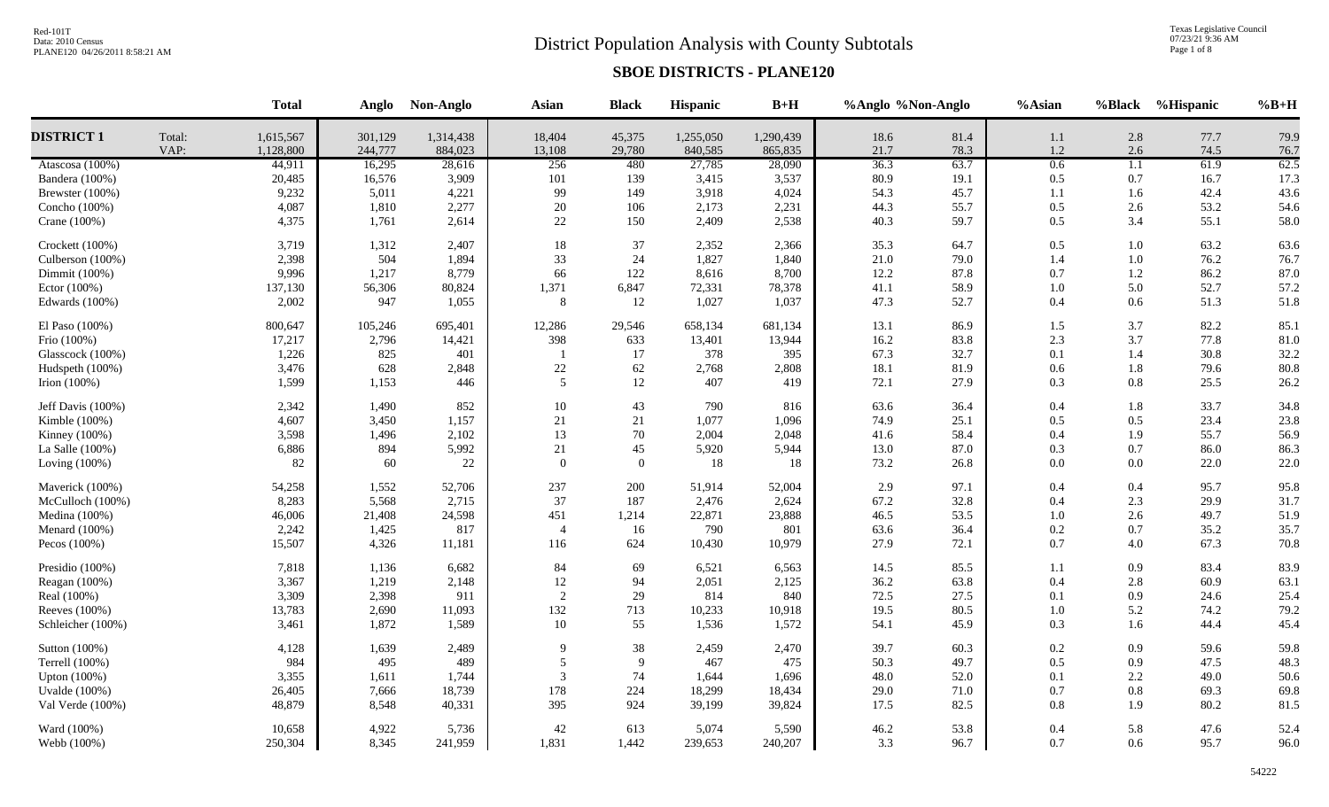# District Population Analysis with County Subtotals

## SBOE DISTRICTS - PLANE120

| | | Total | Anglo | Non-Anglo | Asian | Black | Hispanic | B+H | %Anglo | %Non-Anglo | %Asian | %Black | %Hispanic | %B+H |
|---|---|---|---|---|---|---|---|---|---|---|---|---|---|---|
| **DISTRICT 1** | Total: | 1,615,567 | 301,129 | 1,314,438 | 18,404 | 45,375 | 1,255,050 | 1,290,439 | 18.6 | 81.4 | 1.1 | 2.8 | 77.7 | 79.9 |
| | VAP: | 1,128,800 | 244,777 | 884,023 | 13,108 | 29,780 | 840,585 | 865,835 | 21.7 | 78.3 | 1.2 | 2.6 | 74.5 | 76.7 |
| Atascosa (100%) | | 44,911 | 16,295 | 28,616 | 256 | 480 | 27,785 | 28,090 | 36.3 | 63.7 | 0.6 | 1.1 | 61.9 | 62.5 |
| Bandera (100%) | | 20,485 | 16,576 | 3,909 | 101 | 139 | 3,415 | 3,537 | 80.9 | 19.1 | 0.5 | 0.7 | 16.7 | 17.3 |
| Brewster (100%) | | 9,232 | 5,011 | 4,221 | 99 | 149 | 3,918 | 4,024 | 54.3 | 45.7 | 1.1 | 1.6 | 42.4 | 43.6 |
| Concho (100%) | | 4,087 | 1,810 | 2,277 | 20 | 106 | 2,173 | 2,231 | 44.3 | 55.7 | 0.5 | 2.6 | 53.2 | 54.6 |
| Crane (100%) | | 4,375 | 1,761 | 2,614 | 22 | 150 | 2,409 | 2,538 | 40.3 | 59.7 | 0.5 | 3.4 | 55.1 | 58.0 |
| Crockett (100%) | | 3,719 | 1,312 | 2,407 | 18 | 37 | 2,352 | 2,366 | 35.3 | 64.7 | 0.5 | 1.0 | 63.2 | 63.6 |
| Culberson (100%) | | 2,398 | 504 | 1,894 | 33 | 24 | 1,827 | 1,840 | 21.0 | 79.0 | 1.4 | 1.0 | 76.2 | 76.7 |
| Dimmit (100%) | | 9,996 | 1,217 | 8,779 | 66 | 122 | 8,616 | 8,700 | 12.2 | 87.8 | 0.7 | 1.2 | 86.2 | 87.0 |
| Ector (100%) | | 137,130 | 56,306 | 80,824 | 1,371 | 6,847 | 72,331 | 78,378 | 41.1 | 58.9 | 1.0 | 5.0 | 52.7 | 57.2 |
| Edwards (100%) | | 2,002 | 947 | 1,055 | 8 | 12 | 1,027 | 1,037 | 47.3 | 52.7 | 0.4 | 0.6 | 51.3 | 51.8 |
| El Paso (100%) | | 800,647 | 105,246 | 695,401 | 12,286 | 29,546 | 658,134 | 681,134 | 13.1 | 86.9 | 1.5 | 3.7 | 82.2 | 85.1 |
| Frio (100%) | | 17,217 | 2,796 | 14,421 | 398 | 633 | 13,401 | 13,944 | 16.2 | 83.8 | 2.3 | 3.7 | 77.8 | 81.0 |
| Glasscock (100%) | | 1,226 | 825 | 401 | 1 | 17 | 378 | 395 | 67.3 | 32.7 | 0.1 | 1.4 | 30.8 | 32.2 |
| Hudspeth (100%) | | 3,476 | 628 | 2,848 | 22 | 62 | 2,768 | 2,808 | 18.1 | 81.9 | 0.6 | 1.8 | 79.6 | 80.8 |
| Irion (100%) | | 1,599 | 1,153 | 446 | 5 | 12 | 407 | 419 | 72.1 | 27.9 | 0.3 | 0.8 | 25.5 | 26.2 |
| Jeff Davis (100%) | | 2,342 | 1,490 | 852 | 10 | 43 | 790 | 816 | 63.6 | 36.4 | 0.4 | 1.8 | 33.7 | 34.8 |
| Kimble (100%) | | 4,607 | 3,450 | 1,157 | 21 | 21 | 1,077 | 1,096 | 74.9 | 25.1 | 0.5 | 0.5 | 23.4 | 23.8 |
| Kinney (100%) | | 3,598 | 1,496 | 2,102 | 13 | 70 | 2,004 | 2,048 | 41.6 | 58.4 | 0.4 | 1.9 | 55.7 | 56.9 |
| La Salle (100%) | | 6,886 | 894 | 5,992 | 21 | 45 | 5,920 | 5,944 | 13.0 | 87.0 | 0.3 | 0.7 | 86.0 | 86.3 |
| Loving (100%) | | 82 | 60 | 22 | 0 | 0 | 18 | 18 | 73.2 | 26.8 | 0.0 | 0.0 | 22.0 | 22.0 |
| Maverick (100%) | | 54,258 | 1,552 | 52,706 | 237 | 200 | 51,914 | 52,004 | 2.9 | 97.1 | 0.4 | 0.4 | 95.7 | 95.8 |
| McCulloch (100%) | | 8,283 | 5,568 | 2,715 | 37 | 187 | 2,476 | 2,624 | 67.2 | 32.8 | 0.4 | 2.3 | 29.9 | 31.7 |
| Medina (100%) | | 46,006 | 21,408 | 24,598 | 451 | 1,214 | 22,871 | 23,888 | 46.5 | 53.5 | 1.0 | 2.6 | 49.7 | 51.9 |
| Menard (100%) | | 2,242 | 1,425 | 817 | 4 | 16 | 790 | 801 | 63.6 | 36.4 | 0.2 | 0.7 | 35.2 | 35.7 |
| Pecos (100%) | | 15,507 | 4,326 | 11,181 | 116 | 624 | 10,430 | 10,979 | 27.9 | 72.1 | 0.7 | 4.0 | 67.3 | 70.8 |
| Presidio (100%) | | 7,818 | 1,136 | 6,682 | 84 | 69 | 6,521 | 6,563 | 14.5 | 85.5 | 1.1 | 0.9 | 83.4 | 83.9 |
| Reagan (100%) | | 3,367 | 1,219 | 2,148 | 12 | 94 | 2,051 | 2,125 | 36.2 | 63.8 | 0.4 | 2.8 | 60.9 | 63.1 |
| Real (100%) | | 3,309 | 2,398 | 911 | 2 | 29 | 814 | 840 | 72.5 | 27.5 | 0.1 | 0.9 | 24.6 | 25.4 |
| Reeves (100%) | | 13,783 | 2,690 | 11,093 | 132 | 713 | 10,233 | 10,918 | 19.5 | 80.5 | 1.0 | 5.2 | 74.2 | 79.2 |
| Schleicher (100%) | | 3,461 | 1,872 | 1,589 | 10 | 55 | 1,536 | 1,572 | 54.1 | 45.9 | 0.3 | 1.6 | 44.4 | 45.4 |
| Sutton (100%) | | 4,128 | 1,639 | 2,489 | 9 | 38 | 2,459 | 2,470 | 39.7 | 60.3 | 0.2 | 0.9 | 59.6 | 59.8 |
| Terrell (100%) | | 984 | 495 | 489 | 5 | 9 | 467 | 475 | 50.3 | 49.7 | 0.5 | 0.9 | 47.5 | 48.3 |
| Upton (100%) | | 3,355 | 1,611 | 1,744 | 3 | 74 | 1,644 | 1,696 | 48.0 | 52.0 | 0.1 | 2.2 | 49.0 | 50.6 |
| Uvalde (100%) | | 26,405 | 7,666 | 18,739 | 178 | 224 | 18,299 | 18,434 | 29.0 | 71.0 | 0.7 | 0.8 | 69.3 | 69.8 |
| Val Verde (100%) | | 48,879 | 8,548 | 40,331 | 395 | 924 | 39,199 | 39,824 | 17.5 | 82.5 | 0.8 | 1.9 | 80.2 | 81.5 |
| Ward (100%) | | 10,658 | 4,922 | 5,736 | 42 | 613 | 5,074 | 5,590 | 46.2 | 53.8 | 0.4 | 5.8 | 47.6 | 52.4 |
| Webb (100%) | | 250,304 | 8,345 | 241,959 | 1,831 | 1,442 | 239,653 | 240,207 | 3.3 | 96.7 | 0.7 | 0.6 | 95.7 | 96.0 |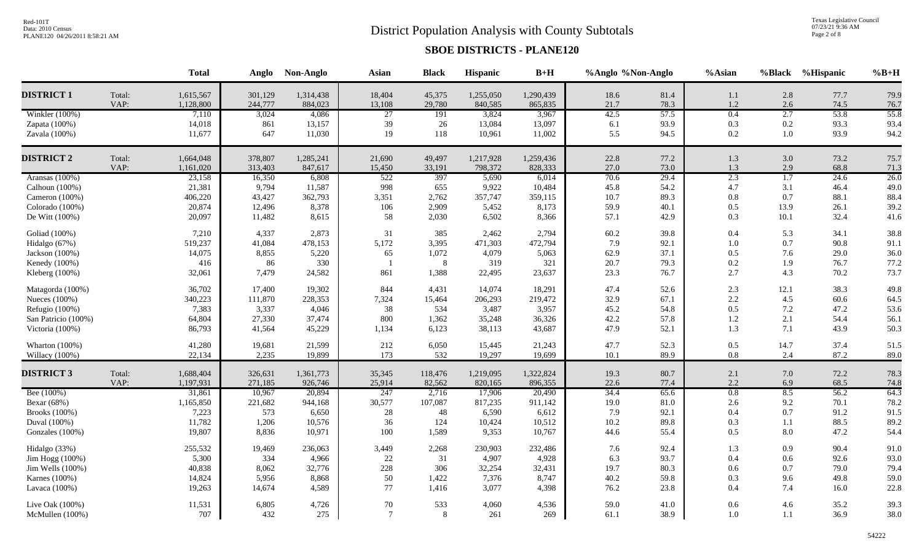# District Population Analysis with County Subtotals

## SBOE DISTRICTS - PLANE120

|  |  | Total | Anglo | Non-Anglo | Asian | Black | Hispanic | B+H | %Anglo | %Non-Anglo | %Asian | %Black | %Hispanic | %B+H |
|---|---|---|---|---|---|---|---|---|---|---|---|---|---|---|
| **DISTRICT 1** | Total: | 1,615,567 | 301,129 | 1,314,438 | 18,404 | 45,375 | 1,255,050 | 1,290,439 | 18.6 | 81.4 | 1.1 | 2.8 | 77.7 | 79.9 |
|  | VAP: | 1,128,800 | 244,777 | 884,023 | 13,108 | 29,780 | 840,585 | 865,835 | 21.7 | 78.3 | 1.2 | 2.6 | 74.5 | 76.7 |
| Winkler (100%) |  | 7,110 | 3,024 | 4,086 | 27 | 191 | 3,824 | 3,967 | 42.5 | 57.5 | 0.4 | 2.7 | 53.8 | 55.8 |
| Zapata (100%) |  | 14,018 | 861 | 13,157 | 39 | 26 | 13,084 | 13,097 | 6.1 | 93.9 | 0.3 | 0.2 | 93.3 | 93.4 |
| Zavala (100%) |  | 11,677 | 647 | 11,030 | 19 | 118 | 10,961 | 11,002 | 5.5 | 94.5 | 0.2 | 1.0 | 93.9 | 94.2 |
| **DISTRICT 2** | Total: | 1,664,048 | 378,807 | 1,285,241 | 21,690 | 49,497 | 1,217,928 | 1,259,436 | 22.8 | 77.2 | 1.3 | 3.0 | 73.2 | 75.7 |
|  | VAP: | 1,161,020 | 313,403 | 847,617 | 15,450 | 33,191 | 798,372 | 828,333 | 27.0 | 73.0 | 1.3 | 2.9 | 68.8 | 71.3 |
| Aransas (100%) |  | 23,158 | 16,350 | 6,808 | 522 | 397 | 5,690 | 6,014 | 70.6 | 29.4 | 2.3 | 1.7 | 24.6 | 26.0 |
| Calhoun (100%) |  | 21,381 | 9,794 | 11,587 | 998 | 655 | 9,922 | 10,484 | 45.8 | 54.2 | 4.7 | 3.1 | 46.4 | 49.0 |
| Cameron (100%) |  | 406,220 | 43,427 | 362,793 | 3,351 | 2,762 | 357,747 | 359,115 | 10.7 | 89.3 | 0.8 | 0.7 | 88.1 | 88.4 |
| Colorado (100%) |  | 20,874 | 12,496 | 8,378 | 106 | 2,909 | 5,452 | 8,173 | 59.9 | 40.1 | 0.5 | 13.9 | 26.1 | 39.2 |
| De Witt (100%) |  | 20,097 | 11,482 | 8,615 | 58 | 2,030 | 6,502 | 8,366 | 57.1 | 42.9 | 0.3 | 10.1 | 32.4 | 41.6 |
| Goliad (100%) |  | 7,210 | 4,337 | 2,873 | 31 | 385 | 2,462 | 2,794 | 60.2 | 39.8 | 0.4 | 5.3 | 34.1 | 38.8 |
| Hidalgo (67%) |  | 519,237 | 41,084 | 478,153 | 5,172 | 3,395 | 471,303 | 472,794 | 7.9 | 92.1 | 1.0 | 0.7 | 90.8 | 91.1 |
| Jackson (100%) |  | 14,075 | 8,855 | 5,220 | 65 | 1,072 | 4,079 | 5,063 | 62.9 | 37.1 | 0.5 | 7.6 | 29.0 | 36.0 |
| Kenedy (100%) |  | 416 | 86 | 330 | 1 | 8 | 319 | 321 | 20.7 | 79.3 | 0.2 | 1.9 | 76.7 | 77.2 |
| Kleberg (100%) |  | 32,061 | 7,479 | 24,582 | 861 | 1,388 | 22,495 | 23,637 | 23.3 | 76.7 | 2.7 | 4.3 | 70.2 | 73.7 |
| Matagorda (100%) |  | 36,702 | 17,400 | 19,302 | 844 | 4,431 | 14,074 | 18,291 | 47.4 | 52.6 | 2.3 | 12.1 | 38.3 | 49.8 |
| Nueces (100%) |  | 340,223 | 111,870 | 228,353 | 7,324 | 15,464 | 206,293 | 219,472 | 32.9 | 67.1 | 2.2 | 4.5 | 60.6 | 64.5 |
| Refugio (100%) |  | 7,383 | 3,337 | 4,046 | 38 | 534 | 3,487 | 3,957 | 45.2 | 54.8 | 0.5 | 7.2 | 47.2 | 53.6 |
| San Patricio (100%) |  | 64,804 | 27,330 | 37,474 | 800 | 1,362 | 35,248 | 36,326 | 42.2 | 57.8 | 1.2 | 2.1 | 54.4 | 56.1 |
| Victoria (100%) |  | 86,793 | 41,564 | 45,229 | 1,134 | 6,123 | 38,113 | 43,687 | 47.9 | 52.1 | 1.3 | 7.1 | 43.9 | 50.3 |
| Wharton (100%) |  | 41,280 | 19,681 | 21,599 | 212 | 6,050 | 15,445 | 21,243 | 47.7 | 52.3 | 0.5 | 14.7 | 37.4 | 51.5 |
| Willacy (100%) |  | 22,134 | 2,235 | 19,899 | 173 | 532 | 19,297 | 19,699 | 10.1 | 89.9 | 0.8 | 2.4 | 87.2 | 89.0 |
| **DISTRICT 3** | Total: | 1,688,404 | 326,631 | 1,361,773 | 35,345 | 118,476 | 1,219,095 | 1,322,824 | 19.3 | 80.7 | 2.1 | 7.0 | 72.2 | 78.3 |
|  | VAP: | 1,197,931 | 271,185 | 926,746 | 25,914 | 82,562 | 820,165 | 896,355 | 22.6 | 77.4 | 2.2 | 6.9 | 68.5 | 74.8 |
| Bee (100%) |  | 31,861 | 10,967 | 20,894 | 247 | 2,716 | 17,906 | 20,490 | 34.4 | 65.6 | 0.8 | 8.5 | 56.2 | 64.3 |
| Bexar (68%) |  | 1,165,850 | 221,682 | 944,168 | 30,577 | 107,087 | 817,235 | 911,142 | 19.0 | 81.0 | 2.6 | 9.2 | 70.1 | 78.2 |
| Brooks (100%) |  | 7,223 | 573 | 6,650 | 28 | 48 | 6,590 | 6,612 | 7.9 | 92.1 | 0.4 | 0.7 | 91.2 | 91.5 |
| Duval (100%) |  | 11,782 | 1,206 | 10,576 | 36 | 124 | 10,424 | 10,512 | 10.2 | 89.8 | 0.3 | 1.1 | 88.5 | 89.2 |
| Gonzales (100%) |  | 19,807 | 8,836 | 10,971 | 100 | 1,589 | 9,353 | 10,767 | 44.6 | 55.4 | 0.5 | 8.0 | 47.2 | 54.4 |
| Hidalgo (33%) |  | 255,532 | 19,469 | 236,063 | 3,449 | 2,268 | 230,903 | 232,486 | 7.6 | 92.4 | 1.3 | 0.9 | 90.4 | 91.0 |
| Jim Hogg (100%) |  | 5,300 | 334 | 4,966 | 22 | 31 | 4,907 | 4,928 | 6.3 | 93.7 | 0.4 | 0.6 | 92.6 | 93.0 |
| Jim Wells (100%) |  | 40,838 | 8,062 | 32,776 | 228 | 306 | 32,254 | 32,431 | 19.7 | 80.3 | 0.6 | 0.7 | 79.0 | 79.4 |
| Karnes (100%) |  | 14,824 | 5,956 | 8,868 | 50 | 1,422 | 7,376 | 8,747 | 40.2 | 59.8 | 0.3 | 9.6 | 49.8 | 59.0 |
| Lavaca (100%) |  | 19,263 | 14,674 | 4,589 | 77 | 1,416 | 3,077 | 4,398 | 76.2 | 23.8 | 0.4 | 7.4 | 16.0 | 22.8 |
| Live Oak (100%) |  | 11,531 | 6,805 | 4,726 | 70 | 533 | 4,060 | 4,536 | 59.0 | 41.0 | 0.6 | 4.6 | 35.2 | 39.3 |
| McMullen (100%) |  | 707 | 432 | 275 | 7 | 8 | 261 | 269 | 61.1 | 38.9 | 1.0 | 1.1 | 36.9 | 38.0 |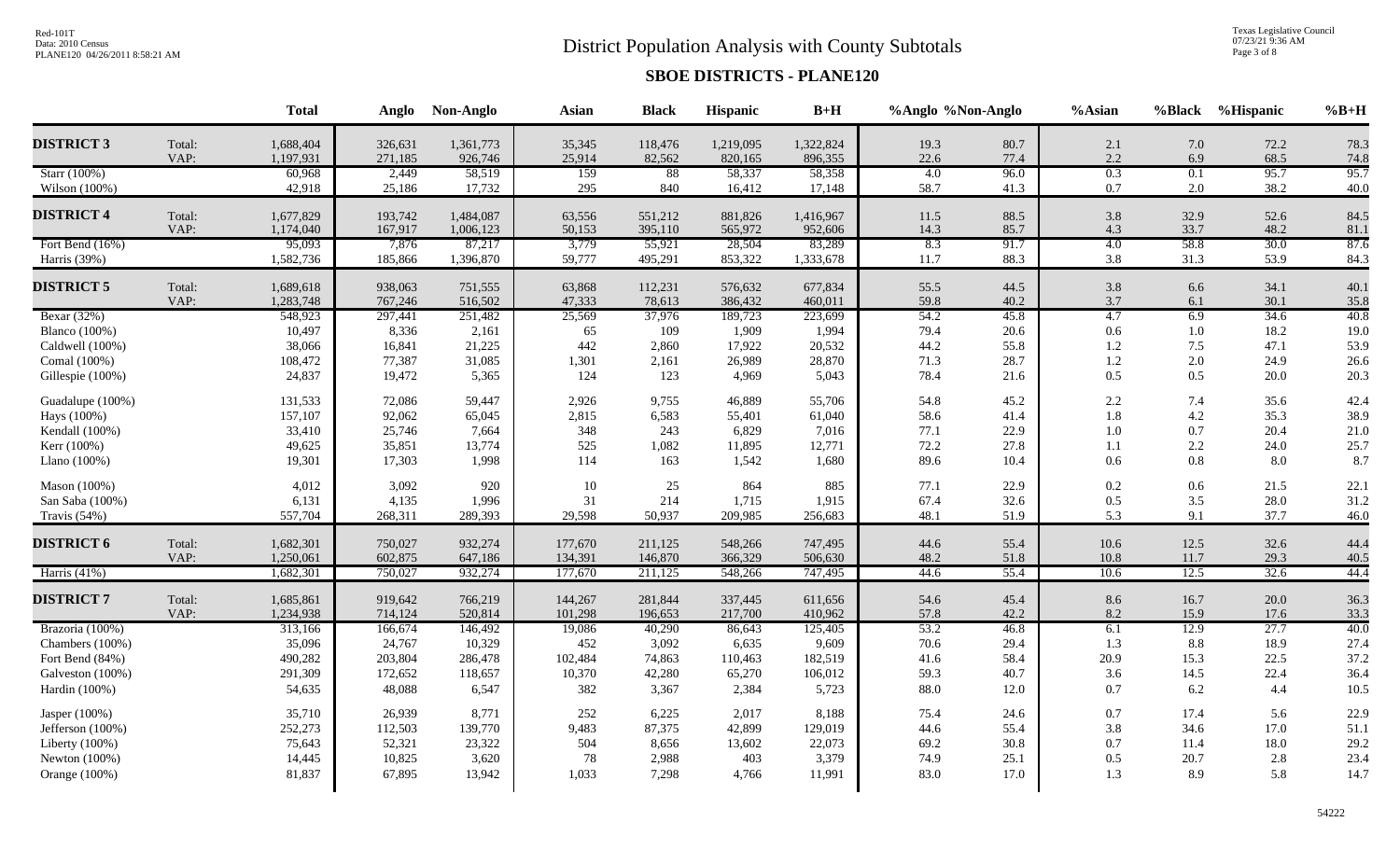# District Population Analysis with County Subtotals

## SBOE DISTRICTS - PLANE120

| | | Total | Anglo | Non-Anglo | Asian | Black | Hispanic | B+H | %Anglo | %Non-Anglo | %Asian | %Black | %Hispanic | %B+H |
|---|---|---|---|---|---|---|---|---|---|---|---|---|---|---|
| **DISTRICT 3** | Total: | 1,688,404 | 326,631 | 1,361,773 | 35,345 | 118,476 | 1,219,095 | 1,322,824 | 19.3 | 80.7 | 2.1 | 7.0 | 72.2 | 78.3 |
| | VAP: | 1,197,931 | 271,185 | 926,746 | 25,914 | 82,562 | 820,165 | 896,355 | 22.6 | 77.4 | 2.2 | 6.9 | 68.5 | 74.8 |
| Starr (100%) | | 60,968 | 2,449 | 58,519 | 159 | 88 | 58,337 | 58,358 | 4.0 | 96.0 | 0.3 | 0.1 | 95.7 | 95.7 |
| Wilson (100%) | | 42,918 | 25,186 | 17,732 | 295 | 840 | 16,412 | 17,148 | 58.7 | 41.3 | 0.7 | 2.0 | 38.2 | 40.0 |
| **DISTRICT 4** | Total: | 1,677,829 | 193,742 | 1,484,087 | 63,556 | 551,212 | 881,826 | 1,416,967 | 11.5 | 88.5 | 3.8 | 32.9 | 52.6 | 84.5 |
| | VAP: | 1,174,040 | 167,917 | 1,006,123 | 50,153 | 395,110 | 565,972 | 952,606 | 14.3 | 85.7 | 4.3 | 33.7 | 48.2 | 81.1 |
| Fort Bend (16%) | | 95,093 | 7,876 | 87,217 | 3,779 | 55,921 | 28,504 | 83,289 | 8.3 | 91.7 | 4.0 | 58.8 | 30.0 | 87.6 |
| Harris (39%) | | 1,582,736 | 185,866 | 1,396,870 | 59,777 | 495,291 | 853,322 | 1,333,678 | 11.7 | 88.3 | 3.8 | 31.3 | 53.9 | 84.3 |
| **DISTRICT 5** | Total: | 1,689,618 | 938,063 | 751,555 | 63,868 | 112,231 | 576,632 | 677,834 | 55.5 | 44.5 | 3.8 | 6.6 | 34.1 | 40.1 |
| | VAP: | 1,283,748 | 767,246 | 516,502 | 47,333 | 78,613 | 386,432 | 460,011 | 59.8 | 40.2 | 3.7 | 6.1 | 30.1 | 35.8 |
| Bexar (32%) | | 548,923 | 297,441 | 251,482 | 25,569 | 37,976 | 189,723 | 223,699 | 54.2 | 45.8 | 4.7 | 6.9 | 34.6 | 40.8 |
| Blanco (100%) | | 10,497 | 8,336 | 2,161 | 65 | 109 | 1,909 | 1,994 | 79.4 | 20.6 | 0.6 | 1.0 | 18.2 | 19.0 |
| Caldwell (100%) | | 38,066 | 16,841 | 21,225 | 442 | 2,860 | 17,922 | 20,532 | 44.2 | 55.8 | 1.2 | 7.5 | 47.1 | 53.9 |
| Comal (100%) | | 108,472 | 77,387 | 31,085 | 1,301 | 2,161 | 26,989 | 28,870 | 71.3 | 28.7 | 1.2 | 2.0 | 24.9 | 26.6 |
| Gillespie (100%) | | 24,837 | 19,472 | 5,365 | 124 | 123 | 4,969 | 5,043 | 78.4 | 21.6 | 0.5 | 0.5 | 20.0 | 20.3 |
| Guadalupe (100%) | | 131,533 | 72,086 | 59,447 | 2,926 | 9,755 | 46,889 | 55,706 | 54.8 | 45.2 | 2.2 | 7.4 | 35.6 | 42.4 |
| Hays (100%) | | 157,107 | 92,062 | 65,045 | 2,815 | 6,583 | 55,401 | 61,040 | 58.6 | 41.4 | 1.8 | 4.2 | 35.3 | 38.9 |
| Kendall (100%) | | 33,410 | 25,746 | 7,664 | 348 | 243 | 6,829 | 7,016 | 77.1 | 22.9 | 1.0 | 0.7 | 20.4 | 21.0 |
| Kerr (100%) | | 49,625 | 35,851 | 13,774 | 525 | 1,082 | 11,895 | 12,771 | 72.2 | 27.8 | 1.1 | 2.2 | 24.0 | 25.7 |
| Llano (100%) | | 19,301 | 17,303 | 1,998 | 114 | 163 | 1,542 | 1,680 | 89.6 | 10.4 | 0.6 | 0.8 | 8.0 | 8.7 |
| Mason (100%) | | 4,012 | 3,092 | 920 | 10 | 25 | 864 | 885 | 77.1 | 22.9 | 0.2 | 0.6 | 21.5 | 22.1 |
| San Saba (100%) | | 6,131 | 4,135 | 1,996 | 31 | 214 | 1,715 | 1,915 | 67.4 | 32.6 | 0.5 | 3.5 | 28.0 | 31.2 |
| Travis (54%) | | 557,704 | 268,311 | 289,393 | 29,598 | 50,937 | 209,985 | 256,683 | 48.1 | 51.9 | 5.3 | 9.1 | 37.7 | 46.0 |
| **DISTRICT 6** | Total: | 1,682,301 | 750,027 | 932,274 | 177,670 | 211,125 | 548,266 | 747,495 | 44.6 | 55.4 | 10.6 | 12.5 | 32.6 | 44.4 |
| | VAP: | 1,250,061 | 602,875 | 647,186 | 134,391 | 146,870 | 366,329 | 506,630 | 48.2 | 51.8 | 10.8 | 11.7 | 29.3 | 40.5 |
| Harris (41%) | | 1,682,301 | 750,027 | 932,274 | 177,670 | 211,125 | 548,266 | 747,495 | 44.6 | 55.4 | 10.6 | 12.5 | 32.6 | 44.4 |
| **DISTRICT 7** | Total: | 1,685,861 | 919,642 | 766,219 | 144,267 | 281,844 | 337,445 | 611,656 | 54.6 | 45.4 | 8.6 | 16.7 | 20.0 | 36.3 |
| | VAP: | 1,234,938 | 714,124 | 520,814 | 101,298 | 196,653 | 217,700 | 410,962 | 57.8 | 42.2 | 8.2 | 15.9 | 17.6 | 33.3 |
| Brazoria (100%) | | 313,166 | 166,674 | 146,492 | 19,086 | 40,290 | 86,643 | 125,405 | 53.2 | 46.8 | 6.1 | 12.9 | 27.7 | 40.0 |
| Chambers (100%) | | 35,096 | 24,767 | 10,329 | 452 | 3,092 | 6,635 | 9,609 | 70.6 | 29.4 | 1.3 | 8.8 | 18.9 | 27.4 |
| Fort Bend (84%) | | 490,282 | 203,804 | 286,478 | 102,484 | 74,863 | 110,463 | 182,519 | 41.6 | 58.4 | 20.9 | 15.3 | 22.5 | 37.2 |
| Galveston (100%) | | 291,309 | 172,652 | 118,657 | 10,370 | 42,280 | 65,270 | 106,012 | 59.3 | 40.7 | 3.6 | 14.5 | 22.4 | 36.4 |
| Hardin (100%) | | 54,635 | 48,088 | 6,547 | 382 | 3,367 | 2,384 | 5,723 | 88.0 | 12.0 | 0.7 | 6.2 | 4.4 | 10.5 |
| Jasper (100%) | | 35,710 | 26,939 | 8,771 | 252 | 6,225 | 2,017 | 8,188 | 75.4 | 24.6 | 0.7 | 17.4 | 5.6 | 22.9 |
| Jefferson (100%) | | 252,273 | 112,503 | 139,770 | 9,483 | 87,375 | 42,899 | 129,019 | 44.6 | 55.4 | 3.8 | 34.6 | 17.0 | 51.1 |
| Liberty (100%) | | 75,643 | 52,321 | 23,322 | 504 | 8,656 | 13,602 | 22,073 | 69.2 | 30.8 | 0.7 | 11.4 | 18.0 | 29.2 |
| Newton (100%) | | 14,445 | 10,825 | 3,620 | 78 | 2,988 | 403 | 3,379 | 74.9 | 25.1 | 0.5 | 20.7 | 2.8 | 23.4 |
| Orange (100%) | | 81,837 | 67,895 | 13,942 | 1,033 | 7,298 | 4,766 | 11,991 | 83.0 | 17.0 | 1.3 | 8.9 | 5.8 | 14.7 |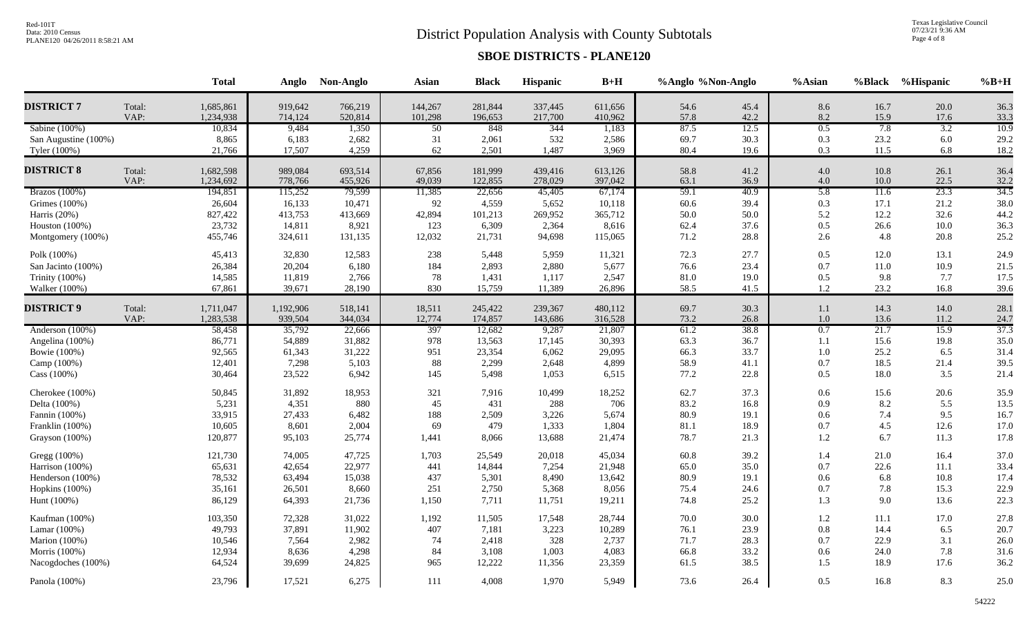# District Population Analysis with County Subtotals

## SBOE DISTRICTS - PLANE120

| | | Total | Anglo | Non-Anglo | Asian | Black | Hispanic | B+H | %Anglo | %Non-Anglo | %Asian | %Black | %Hispanic | %B+H |
|---|---|---|---|---|---|---|---|---|---|---|---|---|---|---|
| **DISTRICT 7** | Total: | 1,685,861 | 919,642 | 766,219 | 144,267 | 281,844 | 337,445 | 611,656 | 54.6 | 45.4 | 8.6 | 16.7 | 20.0 | 36.3 |
| | VAP: | 1,234,938 | 714,124 | 520,814 | 101,298 | 196,653 | 217,700 | 410,962 | 57.8 | 42.2 | 8.2 | 15.9 | 17.6 | 33.3 |
| Sabine (100%) | | 10,834 | 9,484 | 1,350 | 50 | 848 | 344 | 1,183 | 87.5 | 12.5 | 0.5 | 7.8 | 3.2 | 10.9 |
| San Augustine (100%) | | 8,865 | 6,183 | 2,682 | 31 | 2,061 | 532 | 2,586 | 69.7 | 30.3 | 0.3 | 23.2 | 6.0 | 29.2 |
| Tyler (100%) | | 21,766 | 17,507 | 4,259 | 62 | 2,501 | 1,487 | 3,969 | 80.4 | 19.6 | 0.3 | 11.5 | 6.8 | 18.2 |
| **DISTRICT 8** | Total: | 1,682,598 | 989,084 | 693,514 | 67,856 | 181,999 | 439,416 | 613,126 | 58.8 | 41.2 | 4.0 | 10.8 | 26.1 | 36.4 |
| | VAP: | 1,234,692 | 778,766 | 455,926 | 49,039 | 122,855 | 278,029 | 397,042 | 63.1 | 36.9 | 4.0 | 10.0 | 22.5 | 32.2 |
| Brazos (100%) | | 194,851 | 115,252 | 79,599 | 11,385 | 22,656 | 45,405 | 67,174 | 59.1 | 40.9 | 5.8 | 11.6 | 23.3 | 34.5 |
| Grimes (100%) | | 26,604 | 16,133 | 10,471 | 92 | 4,559 | 5,652 | 10,118 | 60.6 | 39.4 | 0.3 | 17.1 | 21.2 | 38.0 |
| Harris (20%) | | 827,422 | 413,753 | 413,669 | 42,894 | 101,213 | 269,952 | 365,712 | 50.0 | 50.0 | 5.2 | 12.2 | 32.6 | 44.2 |
| Houston (100%) | | 23,732 | 14,811 | 8,921 | 123 | 6,309 | 2,364 | 8,616 | 62.4 | 37.6 | 0.5 | 26.6 | 10.0 | 36.3 |
| Montgomery (100%) | | 455,746 | 324,611 | 131,135 | 12,032 | 21,731 | 94,698 | 115,065 | 71.2 | 28.8 | 2.6 | 4.8 | 20.8 | 25.2 |
| Polk (100%) | | 45,413 | 32,830 | 12,583 | 238 | 5,448 | 5,959 | 11,321 | 72.3 | 27.7 | 0.5 | 12.0 | 13.1 | 24.9 |
| San Jacinto (100%) | | 26,384 | 20,204 | 6,180 | 184 | 2,893 | 2,880 | 5,677 | 76.6 | 23.4 | 0.7 | 11.0 | 10.9 | 21.5 |
| Trinity (100%) | | 14,585 | 11,819 | 2,766 | 78 | 1,431 | 1,117 | 2,547 | 81.0 | 19.0 | 0.5 | 9.8 | 7.7 | 17.5 |
| Walker (100%) | | 67,861 | 39,671 | 28,190 | 830 | 15,759 | 11,389 | 26,896 | 58.5 | 41.5 | 1.2 | 23.2 | 16.8 | 39.6 |
| **DISTRICT 9** | Total: | 1,711,047 | 1,192,906 | 518,141 | 18,511 | 245,422 | 239,367 | 480,112 | 69.7 | 30.3 | 1.1 | 14.3 | 14.0 | 28.1 |
| | VAP: | 1,283,538 | 939,504 | 344,034 | 12,774 | 174,857 | 143,686 | 316,528 | 73.2 | 26.8 | 1.0 | 13.6 | 11.2 | 24.7 |
| Anderson (100%) | | 58,458 | 35,792 | 22,666 | 397 | 12,682 | 9,287 | 21,807 | 61.2 | 38.8 | 0.7 | 21.7 | 15.9 | 37.3 |
| Angelina (100%) | | 86,771 | 54,889 | 31,882 | 978 | 13,563 | 17,145 | 30,393 | 63.3 | 36.7 | 1.1 | 15.6 | 19.8 | 35.0 |
| Bowie (100%) | | 92,565 | 61,343 | 31,222 | 951 | 23,354 | 6,062 | 29,095 | 66.3 | 33.7 | 1.0 | 25.2 | 6.5 | 31.4 |
| Camp (100%) | | 12,401 | 7,298 | 5,103 | 88 | 2,299 | 2,648 | 4,899 | 58.9 | 41.1 | 0.7 | 18.5 | 21.4 | 39.5 |
| Cass (100%) | | 30,464 | 23,522 | 6,942 | 145 | 5,498 | 1,053 | 6,515 | 77.2 | 22.8 | 0.5 | 18.0 | 3.5 | 21.4 |
| Cherokee (100%) | | 50,845 | 31,892 | 18,953 | 321 | 7,916 | 10,499 | 18,252 | 62.7 | 37.3 | 0.6 | 15.6 | 20.6 | 35.9 |
| Delta (100%) | | 5,231 | 4,351 | 880 | 45 | 431 | 288 | 706 | 83.2 | 16.8 | 0.9 | 8.2 | 5.5 | 13.5 |
| Fannin (100%) | | 33,915 | 27,433 | 6,482 | 188 | 2,509 | 3,226 | 5,674 | 80.9 | 19.1 | 0.6 | 7.4 | 9.5 | 16.7 |
| Franklin (100%) | | 10,605 | 8,601 | 2,004 | 69 | 479 | 1,333 | 1,804 | 81.1 | 18.9 | 0.7 | 4.5 | 12.6 | 17.0 |
| Grayson (100%) | | 120,877 | 95,103 | 25,774 | 1,441 | 8,066 | 13,688 | 21,474 | 78.7 | 21.3 | 1.2 | 6.7 | 11.3 | 17.8 |
| Gregg (100%) | | 121,730 | 74,005 | 47,725 | 1,703 | 25,549 | 20,018 | 45,034 | 60.8 | 39.2 | 1.4 | 21.0 | 16.4 | 37.0 |
| Harrison (100%) | | 65,631 | 42,654 | 22,977 | 441 | 14,844 | 7,254 | 21,948 | 65.0 | 35.0 | 0.7 | 22.6 | 11.1 | 33.4 |
| Henderson (100%) | | 78,532 | 63,494 | 15,038 | 437 | 5,301 | 8,490 | 13,642 | 80.9 | 19.1 | 0.6 | 6.8 | 10.8 | 17.4 |
| Hopkins (100%) | | 35,161 | 26,501 | 8,660 | 251 | 2,750 | 5,368 | 8,056 | 75.4 | 24.6 | 0.7 | 7.8 | 15.3 | 22.9 |
| Hunt (100%) | | 86,129 | 64,393 | 21,736 | 1,150 | 7,711 | 11,751 | 19,211 | 74.8 | 25.2 | 1.3 | 9.0 | 13.6 | 22.3 |
| Kaufman (100%) | | 103,350 | 72,328 | 31,022 | 1,192 | 11,505 | 17,548 | 28,744 | 70.0 | 30.0 | 1.2 | 11.1 | 17.0 | 27.8 |
| Lamar (100%) | | 49,793 | 37,891 | 11,902 | 407 | 7,181 | 3,223 | 10,289 | 76.1 | 23.9 | 0.8 | 14.4 | 6.5 | 20.7 |
| Marion (100%) | | 10,546 | 7,564 | 2,982 | 74 | 2,418 | 328 | 2,737 | 71.7 | 28.3 | 0.7 | 22.9 | 3.1 | 26.0 |
| Morris (100%) | | 12,934 | 8,636 | 4,298 | 84 | 3,108 | 1,003 | 4,083 | 66.8 | 33.2 | 0.6 | 24.0 | 7.8 | 31.6 |
| Nacogdoches (100%) | | 64,524 | 39,699 | 24,825 | 965 | 12,222 | 11,356 | 23,359 | 61.5 | 38.5 | 1.5 | 18.9 | 17.6 | 36.2 |
| Panola (100%) | | 23,796 | 17,521 | 6,275 | 111 | 4,008 | 1,970 | 5,949 | 73.6 | 26.4 | 0.5 | 16.8 | 8.3 | 25.0 |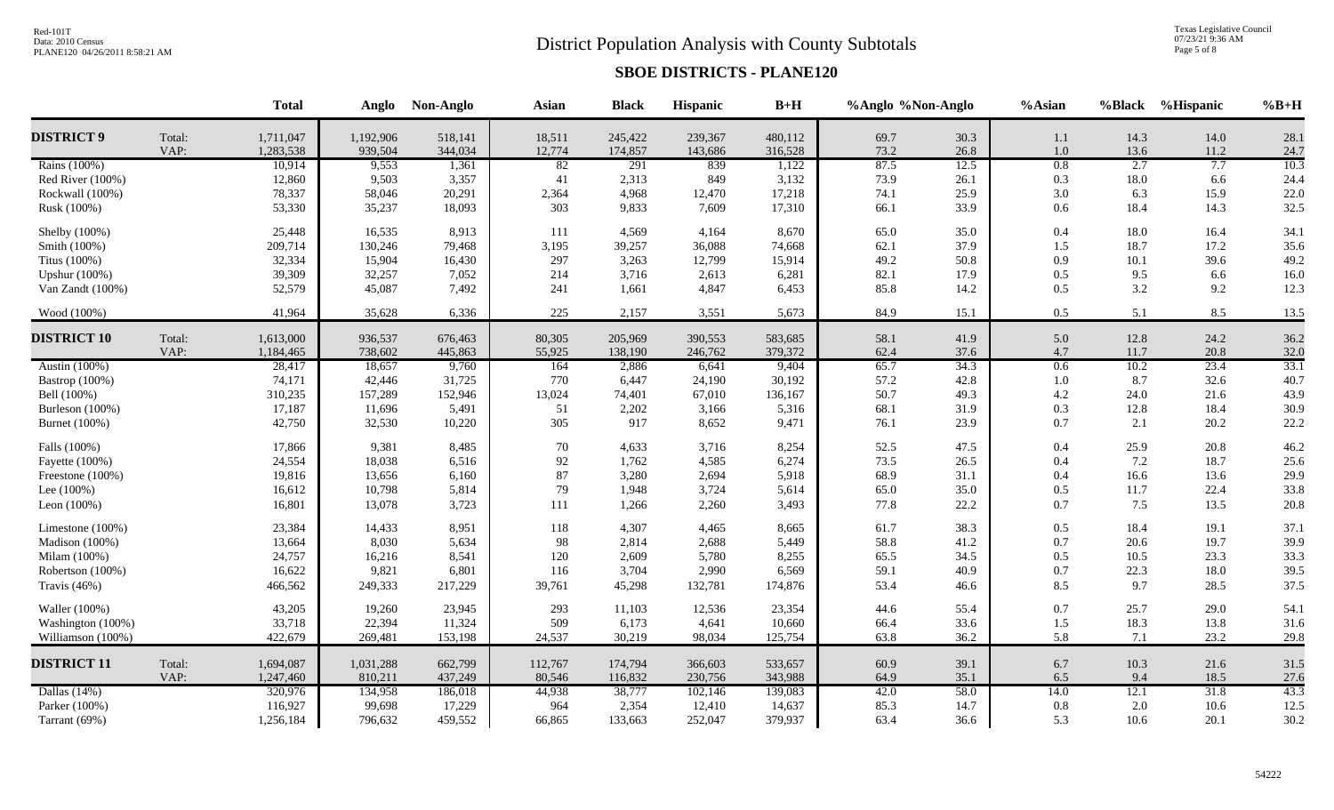# District Population Analysis with County Subtotals

## SBOE DISTRICTS - PLANE120

| | | Total | Anglo | Non-Anglo | Asian | Black | Hispanic | B+H | %Anglo | %Non-Anglo | %Asian | %Black | %Hispanic | %B+H |
|---|---|---|---|---|---|---|---|---|---|---|---|---|---|---|
| **DISTRICT 9** | Total: | 1,711,047 | 1,192,906 | 518,141 | 18,511 | 245,422 | 239,367 | 480,112 | 69.7 | 30.3 | 1.1 | 14.3 | 14.0 | 28.1 |
| | VAP: | 1,283,538 | 939,504 | 344,034 | 12,774 | 174,857 | 143,686 | 316,528 | 73.2 | 26.8 | 1.0 | 13.6 | 11.2 | 24.7 |
| Rains (100%) | | 10,914 | 9,553 | 1,361 | 82 | 291 | 839 | 1,122 | 87.5 | 12.5 | 0.8 | 2.7 | 7.7 | 10.3 |
| Red River (100%) | | 12,860 | 9,503 | 3,357 | 41 | 2,313 | 849 | 3,132 | 73.9 | 26.1 | 0.3 | 18.0 | 6.6 | 24.4 |
| Rockwall (100%) | | 78,337 | 58,046 | 20,291 | 2,364 | 4,968 | 12,470 | 17,218 | 74.1 | 25.9 | 3.0 | 6.3 | 15.9 | 22.0 |
| Rusk (100%) | | 53,330 | 35,237 | 18,093 | 303 | 9,833 | 7,609 | 17,310 | 66.1 | 33.9 | 0.6 | 18.4 | 14.3 | 32.5 |
| Shelby (100%) | | 25,448 | 16,535 | 8,913 | 111 | 4,569 | 4,164 | 8,670 | 65.0 | 35.0 | 0.4 | 18.0 | 16.4 | 34.1 |
| Smith (100%) | | 209,714 | 130,246 | 79,468 | 3,195 | 39,257 | 36,088 | 74,668 | 62.1 | 37.9 | 1.5 | 18.7 | 17.2 | 35.6 |
| Titus (100%) | | 32,334 | 15,904 | 16,430 | 297 | 3,263 | 12,799 | 15,914 | 49.2 | 50.8 | 0.9 | 10.1 | 39.6 | 49.2 |
| Upshur (100%) | | 39,309 | 32,257 | 7,052 | 214 | 3,716 | 2,613 | 6,281 | 82.1 | 17.9 | 0.5 | 9.5 | 6.6 | 16.0 |
| Van Zandt (100%) | | 52,579 | 45,087 | 7,492 | 241 | 1,661 | 4,847 | 6,453 | 85.8 | 14.2 | 0.5 | 3.2 | 9.2 | 12.3 |
| Wood (100%) | | 41,964 | 35,628 | 6,336 | 225 | 2,157 | 3,551 | 5,673 | 84.9 | 15.1 | 0.5 | 5.1 | 8.5 | 13.5 |
| **DISTRICT 10** | Total: | 1,613,000 | 936,537 | 676,463 | 80,305 | 205,969 | 390,553 | 583,685 | 58.1 | 41.9 | 5.0 | 12.8 | 24.2 | 36.2 |
| | VAP: | 1,184,465 | 738,602 | 445,863 | 55,925 | 138,190 | 246,762 | 379,372 | 62.4 | 37.6 | 4.7 | 11.7 | 20.8 | 32.0 |
| Austin (100%) | | 28,417 | 18,657 | 9,760 | 164 | 2,886 | 6,641 | 9,404 | 65.7 | 34.3 | 0.6 | 10.2 | 23.4 | 33.1 |
| Bastrop (100%) | | 74,171 | 42,446 | 31,725 | 770 | 6,447 | 24,190 | 30,192 | 57.2 | 42.8 | 1.0 | 8.7 | 32.6 | 40.7 |
| Bell (100%) | | 310,235 | 157,289 | 152,946 | 13,024 | 74,401 | 67,010 | 136,167 | 50.7 | 49.3 | 4.2 | 24.0 | 21.6 | 43.9 |
| Burleson (100%) | | 17,187 | 11,696 | 5,491 | 51 | 2,202 | 3,166 | 5,316 | 68.1 | 31.9 | 0.3 | 12.8 | 18.4 | 30.9 |
| Burnet (100%) | | 42,750 | 32,530 | 10,220 | 305 | 917 | 8,652 | 9,471 | 76.1 | 23.9 | 0.7 | 2.1 | 20.2 | 22.2 |
| Falls (100%) | | 17,866 | 9,381 | 8,485 | 70 | 4,633 | 3,716 | 8,254 | 52.5 | 47.5 | 0.4 | 25.9 | 20.8 | 46.2 |
| Fayette (100%) | | 24,554 | 18,038 | 6,516 | 92 | 1,762 | 4,585 | 6,274 | 73.5 | 26.5 | 0.4 | 7.2 | 18.7 | 25.6 |
| Freestone (100%) | | 19,816 | 13,656 | 6,160 | 87 | 3,280 | 2,694 | 5,918 | 68.9 | 31.1 | 0.4 | 16.6 | 13.6 | 29.9 |
| Lee (100%) | | 16,612 | 10,798 | 5,814 | 79 | 1,948 | 3,724 | 5,614 | 65.0 | 35.0 | 0.5 | 11.7 | 22.4 | 33.8 |
| Leon (100%) | | 16,801 | 13,078 | 3,723 | 111 | 1,266 | 2,260 | 3,493 | 77.8 | 22.2 | 0.7 | 7.5 | 13.5 | 20.8 |
| Limestone (100%) | | 23,384 | 14,433 | 8,951 | 118 | 4,307 | 4,465 | 8,665 | 61.7 | 38.3 | 0.5 | 18.4 | 19.1 | 37.1 |
| Madison (100%) | | 13,664 | 8,030 | 5,634 | 98 | 2,814 | 2,688 | 5,449 | 58.8 | 41.2 | 0.7 | 20.6 | 19.7 | 39.9 |
| Milam (100%) | | 24,757 | 16,216 | 8,541 | 120 | 2,609 | 5,780 | 8,255 | 65.5 | 34.5 | 0.5 | 10.5 | 23.3 | 33.3 |
| Robertson (100%) | | 16,622 | 9,821 | 6,801 | 116 | 3,704 | 2,990 | 6,569 | 59.1 | 40.9 | 0.7 | 22.3 | 18.0 | 39.5 |
| Travis (46%) | | 466,562 | 249,333 | 217,229 | 39,761 | 45,298 | 132,781 | 174,876 | 53.4 | 46.6 | 8.5 | 9.7 | 28.5 | 37.5 |
| Waller (100%) | | 43,205 | 19,260 | 23,945 | 293 | 11,103 | 12,536 | 23,354 | 44.6 | 55.4 | 0.7 | 25.7 | 29.0 | 54.1 |
| Washington (100%) | | 33,718 | 22,394 | 11,324 | 509 | 6,173 | 4,641 | 10,660 | 66.4 | 33.6 | 1.5 | 18.3 | 13.8 | 31.6 |
| Williamson (100%) | | 422,679 | 269,481 | 153,198 | 24,537 | 30,219 | 98,034 | 125,754 | 63.8 | 36.2 | 5.8 | 7.1 | 23.2 | 29.8 |
| **DISTRICT 11** | Total: | 1,694,087 | 1,031,288 | 662,799 | 112,767 | 174,794 | 366,603 | 533,657 | 60.9 | 39.1 | 6.7 | 10.3 | 21.6 | 31.5 |
| | VAP: | 1,247,460 | 810,211 | 437,249 | 80,546 | 116,832 | 230,756 | 343,988 | 64.9 | 35.1 | 6.5 | 9.4 | 18.5 | 27.6 |
| Dallas (14%) | | 320,976 | 134,958 | 186,018 | 44,938 | 38,777 | 102,146 | 139,083 | 42.0 | 58.0 | 14.0 | 12.1 | 31.8 | 43.3 |
| Parker (100%) | | 116,927 | 99,698 | 17,229 | 964 | 2,354 | 12,410 | 14,637 | 85.3 | 14.7 | 0.8 | 2.0 | 10.6 | 12.5 |
| Tarrant (69%) | | 1,256,184 | 796,632 | 459,552 | 66,865 | 133,663 | 252,047 | 379,937 | 63.4 | 36.6 | 5.3 | 10.6 | 20.1 | 30.2 |

54222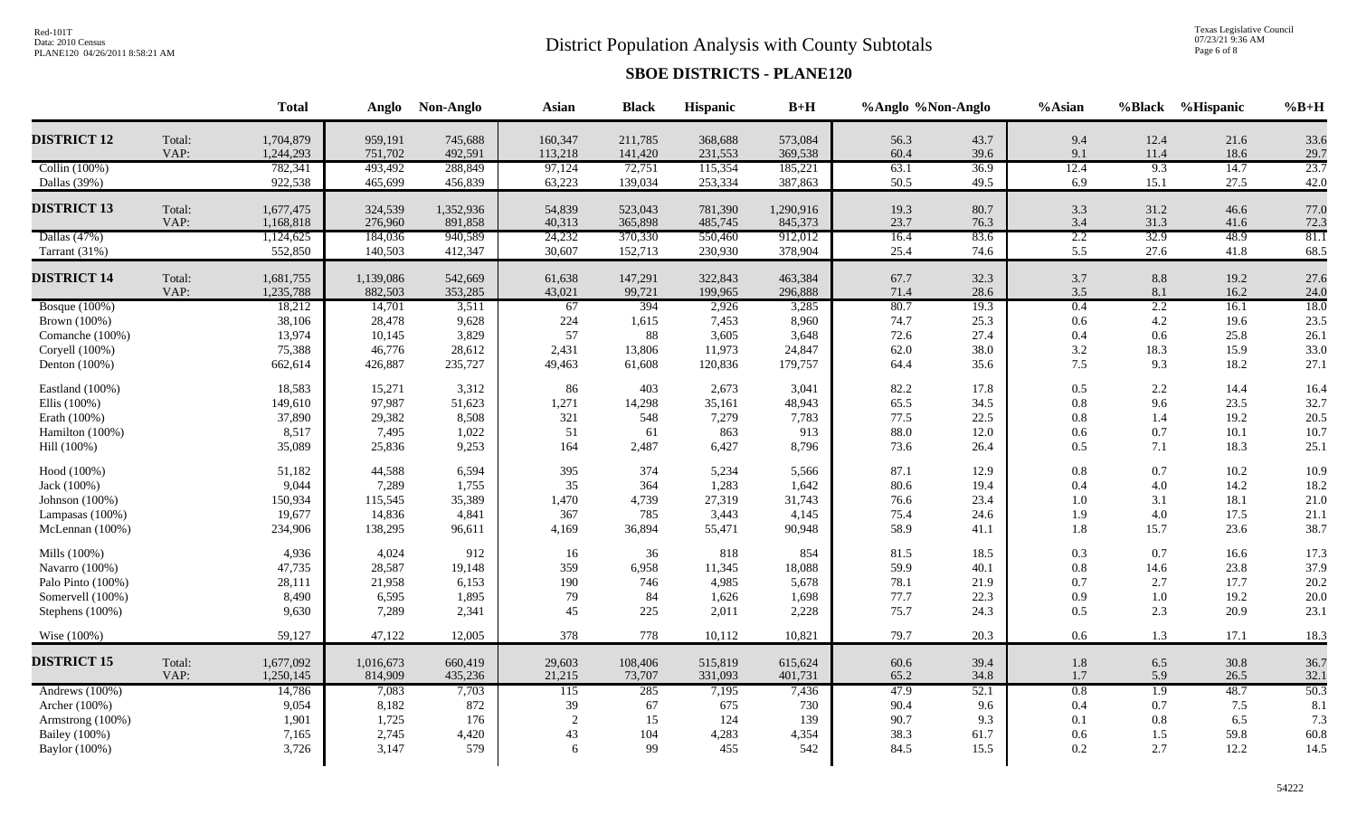# District Population Analysis with County Subtotals

## SBOE DISTRICTS - PLANE120

| | | Total | Anglo | Non-Anglo | Asian | Black | Hispanic | B+H | %Anglo | %Non-Anglo | %Asian | %Black | %Hispanic | %B+H |
|---|---|---|---|---|---|---|---|---|---|---|---|---|---|---|
| **DISTRICT 12** | Total: | 1,704,879 | 959,191 | 745,688 | 160,347 | 211,785 | 368,688 | 573,084 | 56.3 | 43.7 | 9.4 | 12.4 | 21.6 | 33.6 |
| | VAP: | 1,244,293 | 751,702 | 492,591 | 113,218 | 141,420 | 231,553 | 369,538 | 60.4 | 39.6 | 9.1 | 11.4 | 18.6 | 29.7 |
| Collin (100%) | | 782,341 | 493,492 | 288,849 | 97,124 | 72,751 | 115,354 | 185,221 | 63.1 | 36.9 | 12.4 | 9.3 | 14.7 | 23.7 |
| Dallas (39%) | | 922,538 | 465,699 | 456,839 | 63,223 | 139,034 | 253,334 | 387,863 | 50.5 | 49.5 | 6.9 | 15.1 | 27.5 | 42.0 |
| **DISTRICT 13** | Total: | 1,677,475 | 324,539 | 1,352,936 | 54,839 | 523,043 | 781,390 | 1,290,916 | 19.3 | 80.7 | 3.3 | 31.2 | 46.6 | 77.0 |
| | VAP: | 1,168,818 | 276,960 | 891,858 | 40,313 | 365,898 | 485,745 | 845,373 | 23.7 | 76.3 | 3.4 | 31.3 | 41.6 | 72.3 |
| Dallas (47%) | | 1,124,625 | 184,036 | 940,589 | 24,232 | 370,330 | 550,460 | 912,012 | 16.4 | 83.6 | 2.2 | 32.9 | 48.9 | 81.1 |
| Tarrant (31%) | | 552,850 | 140,503 | 412,347 | 30,607 | 152,713 | 230,930 | 378,904 | 25.4 | 74.6 | 5.5 | 27.6 | 41.8 | 68.5 |
| **DISTRICT 14** | Total: | 1,681,755 | 1,139,086 | 542,669 | 61,638 | 147,291 | 322,843 | 463,384 | 67.7 | 32.3 | 3.7 | 8.8 | 19.2 | 27.6 |
| | VAP: | 1,235,788 | 882,503 | 353,285 | 43,021 | 99,721 | 199,965 | 296,888 | 71.4 | 28.6 | 3.5 | 8.1 | 16.2 | 24.0 |
| Bosque (100%) | | 18,212 | 14,701 | 3,511 | 67 | 394 | 2,926 | 3,285 | 80.7 | 19.3 | 0.4 | 2.2 | 16.1 | 18.0 |
| Brown (100%) | | 38,106 | 28,478 | 9,628 | 224 | 1,615 | 7,453 | 8,960 | 74.7 | 25.3 | 0.6 | 4.2 | 19.6 | 23.5 |
| Comanche (100%) | | 13,974 | 10,145 | 3,829 | 57 | 88 | 3,605 | 3,648 | 72.6 | 27.4 | 0.4 | 0.6 | 25.8 | 26.1 |
| Coryell (100%) | | 75,388 | 46,776 | 28,612 | 2,431 | 13,806 | 11,973 | 24,847 | 62.0 | 38.0 | 3.2 | 18.3 | 15.9 | 33.0 |
| Denton (100%) | | 662,614 | 426,887 | 235,727 | 49,463 | 61,608 | 120,836 | 179,757 | 64.4 | 35.6 | 7.5 | 9.3 | 18.2 | 27.1 |
| Eastland (100%) | | 18,583 | 15,271 | 3,312 | 86 | 403 | 2,673 | 3,041 | 82.2 | 17.8 | 0.5 | 2.2 | 14.4 | 16.4 |
| Ellis (100%) | | 149,610 | 97,987 | 51,623 | 1,271 | 14,298 | 35,161 | 48,943 | 65.5 | 34.5 | 0.8 | 9.6 | 23.5 | 32.7 |
| Erath (100%) | | 37,890 | 29,382 | 8,508 | 321 | 548 | 7,279 | 7,783 | 77.5 | 22.5 | 0.8 | 1.4 | 19.2 | 20.5 |
| Hamilton (100%) | | 8,517 | 7,495 | 1,022 | 51 | 61 | 863 | 913 | 88.0 | 12.0 | 0.6 | 0.7 | 10.1 | 10.7 |
| Hill (100%) | | 35,089 | 25,836 | 9,253 | 164 | 2,487 | 6,427 | 8,796 | 73.6 | 26.4 | 0.5 | 7.1 | 18.3 | 25.1 |
| Hood (100%) | | 51,182 | 44,588 | 6,594 | 395 | 374 | 5,234 | 5,566 | 87.1 | 12.9 | 0.8 | 0.7 | 10.2 | 10.9 |
| Jack (100%) | | 9,044 | 7,289 | 1,755 | 35 | 364 | 1,283 | 1,642 | 80.6 | 19.4 | 0.4 | 4.0 | 14.2 | 18.2 |
| Johnson (100%) | | 150,934 | 115,545 | 35,389 | 1,470 | 4,739 | 27,319 | 31,743 | 76.6 | 23.4 | 1.0 | 3.1 | 18.1 | 21.0 |
| Lampasas (100%) | | 19,677 | 14,836 | 4,841 | 367 | 785 | 3,443 | 4,145 | 75.4 | 24.6 | 1.9 | 4.0 | 17.5 | 21.1 |
| McLennan (100%) | | 234,906 | 138,295 | 96,611 | 4,169 | 36,894 | 55,471 | 90,948 | 58.9 | 41.1 | 1.8 | 15.7 | 23.6 | 38.7 |
| Mills (100%) | | 4,936 | 4,024 | 912 | 16 | 36 | 818 | 854 | 81.5 | 18.5 | 0.3 | 0.7 | 16.6 | 17.3 |
| Navarro (100%) | | 47,735 | 28,587 | 19,148 | 359 | 6,958 | 11,345 | 18,088 | 59.9 | 40.1 | 0.8 | 14.6 | 23.8 | 37.9 |
| Palo Pinto (100%) | | 28,111 | 21,958 | 6,153 | 190 | 746 | 4,985 | 5,678 | 78.1 | 21.9 | 0.7 | 2.7 | 17.7 | 20.2 |
| Somervell (100%) | | 8,490 | 6,595 | 1,895 | 79 | 84 | 1,626 | 1,698 | 77.7 | 22.3 | 0.9 | 1.0 | 19.2 | 20.0 |
| Stephens (100%) | | 9,630 | 7,289 | 2,341 | 45 | 225 | 2,011 | 2,228 | 75.7 | 24.3 | 0.5 | 2.3 | 20.9 | 23.1 |
| Wise (100%) | | 59,127 | 47,122 | 12,005 | 378 | 778 | 10,112 | 10,821 | 79.7 | 20.3 | 0.6 | 1.3 | 17.1 | 18.3 |
| **DISTRICT 15** | Total: | 1,677,092 | 1,016,673 | 660,419 | 29,603 | 108,406 | 515,819 | 615,624 | 60.6 | 39.4 | 1.8 | 6.5 | 30.8 | 36.7 |
| | VAP: | 1,250,145 | 814,909 | 435,236 | 21,215 | 73,707 | 331,093 | 401,731 | 65.2 | 34.8 | 1.7 | 5.9 | 26.5 | 32.1 |
| Andrews (100%) | | 14,786 | 7,083 | 7,703 | 115 | 285 | 7,195 | 7,436 | 47.9 | 52.1 | 0.8 | 1.9 | 48.7 | 50.3 |
| Archer (100%) | | 9,054 | 8,182 | 872 | 39 | 67 | 675 | 730 | 90.4 | 9.6 | 0.4 | 0.7 | 7.5 | 8.1 |
| Armstrong (100%) | | 1,901 | 1,725 | 176 | 2 | 15 | 124 | 139 | 90.7 | 9.3 | 0.1 | 0.8 | 6.5 | 7.3 |
| Bailey (100%) | | 7,165 | 2,745 | 4,420 | 43 | 104 | 4,283 | 4,354 | 38.3 | 61.7 | 0.6 | 1.5 | 59.8 | 60.8 |
| Baylor (100%) | | 3,726 | 3,147 | 579 | 6 | 99 | 455 | 542 | 84.5 | 15.5 | 0.2 | 2.7 | 12.2 | 14.5 |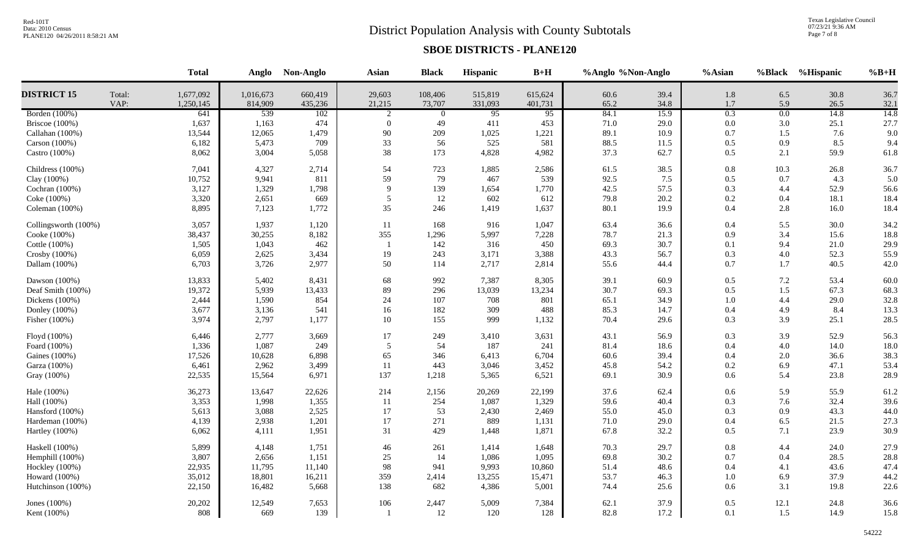# District Population Analysis with County Subtotals

## SBOE DISTRICTS - PLANE120

| | | Total | Anglo | Non-Anglo | Asian | Black | Hispanic | B+H | %Anglo | %Non-Anglo | %Asian | %Black | %Hispanic | %B+H |
|---|---|---|---|---|---|---|---|---|---|---|---|---|---|---|
| **DISTRICT 15** | Total: | 1,677,092 | 1,016,673 | 660,419 | 29,603 | 108,406 | 515,819 | 615,624 | 60.6 | 39.4 | 1.8 | 6.5 | 30.8 | 36.7 |
| | VAP: | 1,250,145 | 814,909 | 435,236 | 21,215 | 73,707 | 331,093 | 401,731 | 65.2 | 34.8 | 1.7 | 5.9 | 26.5 | 32.1 |
| Borden (100%) | | 641 | 539 | 102 | 2 | 0 | 95 | 95 | 84.1 | 15.9 | 0.3 | 0.0 | 14.8 | 14.8 |
| Briscoe (100%) | | 1,637 | 1,163 | 474 | 0 | 49 | 411 | 453 | 71.0 | 29.0 | 0.0 | 3.0 | 25.1 | 27.7 |
| Callahan (100%) | | 13,544 | 12,065 | 1,479 | 90 | 209 | 1,025 | 1,221 | 89.1 | 10.9 | 0.7 | 1.5 | 7.6 | 9.0 |
| Carson (100%) | | 6,182 | 5,473 | 709 | 33 | 56 | 525 | 581 | 88.5 | 11.5 | 0.5 | 0.9 | 8.5 | 9.4 |
| Castro (100%) | | 8,062 | 3,004 | 5,058 | 38 | 173 | 4,828 | 4,982 | 37.3 | 62.7 | 0.5 | 2.1 | 59.9 | 61.8 |
| Childress (100%) | | 7,041 | 4,327 | 2,714 | 54 | 723 | 1,885 | 2,586 | 61.5 | 38.5 | 0.8 | 10.3 | 26.8 | 36.7 |
| Clay (100%) | | 10,752 | 9,941 | 811 | 59 | 79 | 467 | 539 | 92.5 | 7.5 | 0.5 | 0.7 | 4.3 | 5.0 |
| Cochran (100%) | | 3,127 | 1,329 | 1,798 | 9 | 139 | 1,654 | 1,770 | 42.5 | 57.5 | 0.3 | 4.4 | 52.9 | 56.6 |
| Coke (100%) | | 3,320 | 2,651 | 669 | 5 | 12 | 602 | 612 | 79.8 | 20.2 | 0.2 | 0.4 | 18.1 | 18.4 |
| Coleman (100%) | | 8,895 | 7,123 | 1,772 | 35 | 246 | 1,419 | 1,637 | 80.1 | 19.9 | 0.4 | 2.8 | 16.0 | 18.4 |
| Collingsworth (100%) | | 3,057 | 1,937 | 1,120 | 11 | 168 | 916 | 1,047 | 63.4 | 36.6 | 0.4 | 5.5 | 30.0 | 34.2 |
| Cooke (100%) | | 38,437 | 30,255 | 8,182 | 355 | 1,296 | 5,997 | 7,228 | 78.7 | 21.3 | 0.9 | 3.4 | 15.6 | 18.8 |
| Cottle (100%) | | 1,505 | 1,043 | 462 | 1 | 142 | 316 | 450 | 69.3 | 30.7 | 0.1 | 9.4 | 21.0 | 29.9 |
| Crosby (100%) | | 6,059 | 2,625 | 3,434 | 19 | 243 | 3,171 | 3,388 | 43.3 | 56.7 | 0.3 | 4.0 | 52.3 | 55.9 |
| Dallam (100%) | | 6,703 | 3,726 | 2,977 | 50 | 114 | 2,717 | 2,814 | 55.6 | 44.4 | 0.7 | 1.7 | 40.5 | 42.0 |
| Dawson (100%) | | 13,833 | 5,402 | 8,431 | 68 | 992 | 7,387 | 8,305 | 39.1 | 60.9 | 0.5 | 7.2 | 53.4 | 60.0 |
| Deaf Smith (100%) | | 19,372 | 5,939 | 13,433 | 89 | 296 | 13,039 | 13,234 | 30.7 | 69.3 | 0.5 | 1.5 | 67.3 | 68.3 |
| Dickens (100%) | | 2,444 | 1,590 | 854 | 24 | 107 | 708 | 801 | 65.1 | 34.9 | 1.0 | 4.4 | 29.0 | 32.8 |
| Donley (100%) | | 3,677 | 3,136 | 541 | 16 | 182 | 309 | 488 | 85.3 | 14.7 | 0.4 | 4.9 | 8.4 | 13.3 |
| Fisher (100%) | | 3,974 | 2,797 | 1,177 | 10 | 155 | 999 | 1,132 | 70.4 | 29.6 | 0.3 | 3.9 | 25.1 | 28.5 |
| Floyd (100%) | | 6,446 | 2,777 | 3,669 | 17 | 249 | 3,410 | 3,631 | 43.1 | 56.9 | 0.3 | 3.9 | 52.9 | 56.3 |
| Foard (100%) | | 1,336 | 1,087 | 249 | 5 | 54 | 187 | 241 | 81.4 | 18.6 | 0.4 | 4.0 | 14.0 | 18.0 |
| Gaines (100%) | | 17,526 | 10,628 | 6,898 | 65 | 346 | 6,413 | 6,704 | 60.6 | 39.4 | 0.4 | 2.0 | 36.6 | 38.3 |
| Garza (100%) | | 6,461 | 2,962 | 3,499 | 11 | 443 | 3,046 | 3,452 | 45.8 | 54.2 | 0.2 | 6.9 | 47.1 | 53.4 |
| Gray (100%) | | 22,535 | 15,564 | 6,971 | 137 | 1,218 | 5,365 | 6,521 | 69.1 | 30.9 | 0.6 | 5.4 | 23.8 | 28.9 |
| Hale (100%) | | 36,273 | 13,647 | 22,626 | 214 | 2,156 | 20,269 | 22,199 | 37.6 | 62.4 | 0.6 | 5.9 | 55.9 | 61.2 |
| Hall (100%) | | 3,353 | 1,998 | 1,355 | 11 | 254 | 1,087 | 1,329 | 59.6 | 40.4 | 0.3 | 7.6 | 32.4 | 39.6 |
| Hansford (100%) | | 5,613 | 3,088 | 2,525 | 17 | 53 | 2,430 | 2,469 | 55.0 | 45.0 | 0.3 | 0.9 | 43.3 | 44.0 |
| Hardeman (100%) | | 4,139 | 2,938 | 1,201 | 17 | 271 | 889 | 1,131 | 71.0 | 29.0 | 0.4 | 6.5 | 21.5 | 27.3 |
| Hartley (100%) | | 6,062 | 4,111 | 1,951 | 31 | 429 | 1,448 | 1,871 | 67.8 | 32.2 | 0.5 | 7.1 | 23.9 | 30.9 |
| Haskell (100%) | | 5,899 | 4,148 | 1,751 | 46 | 261 | 1,414 | 1,648 | 70.3 | 29.7 | 0.8 | 4.4 | 24.0 | 27.9 |
| Hemphill (100%) | | 3,807 | 2,656 | 1,151 | 25 | 14 | 1,086 | 1,095 | 69.8 | 30.2 | 0.7 | 0.4 | 28.5 | 28.8 |
| Hockley (100%) | | 22,935 | 11,795 | 11,140 | 98 | 941 | 9,993 | 10,860 | 51.4 | 48.6 | 0.4 | 4.1 | 43.6 | 47.4 |
| Howard (100%) | | 35,012 | 18,801 | 16,211 | 359 | 2,414 | 13,255 | 15,471 | 53.7 | 46.3 | 1.0 | 6.9 | 37.9 | 44.2 |
| Hutchinson (100%) | | 22,150 | 16,482 | 5,668 | 138 | 682 | 4,386 | 5,001 | 74.4 | 25.6 | 0.6 | 3.1 | 19.8 | 22.6 |
| Jones (100%) | | 20,202 | 12,549 | 7,653 | 106 | 2,447 | 5,009 | 7,384 | 62.1 | 37.9 | 0.5 | 12.1 | 24.8 | 36.6 |
| Kent (100%) | | 808 | 669 | 139 | 1 | 12 | 120 | 128 | 82.8 | 17.2 | 0.1 | 1.5 | 14.9 | 15.8 |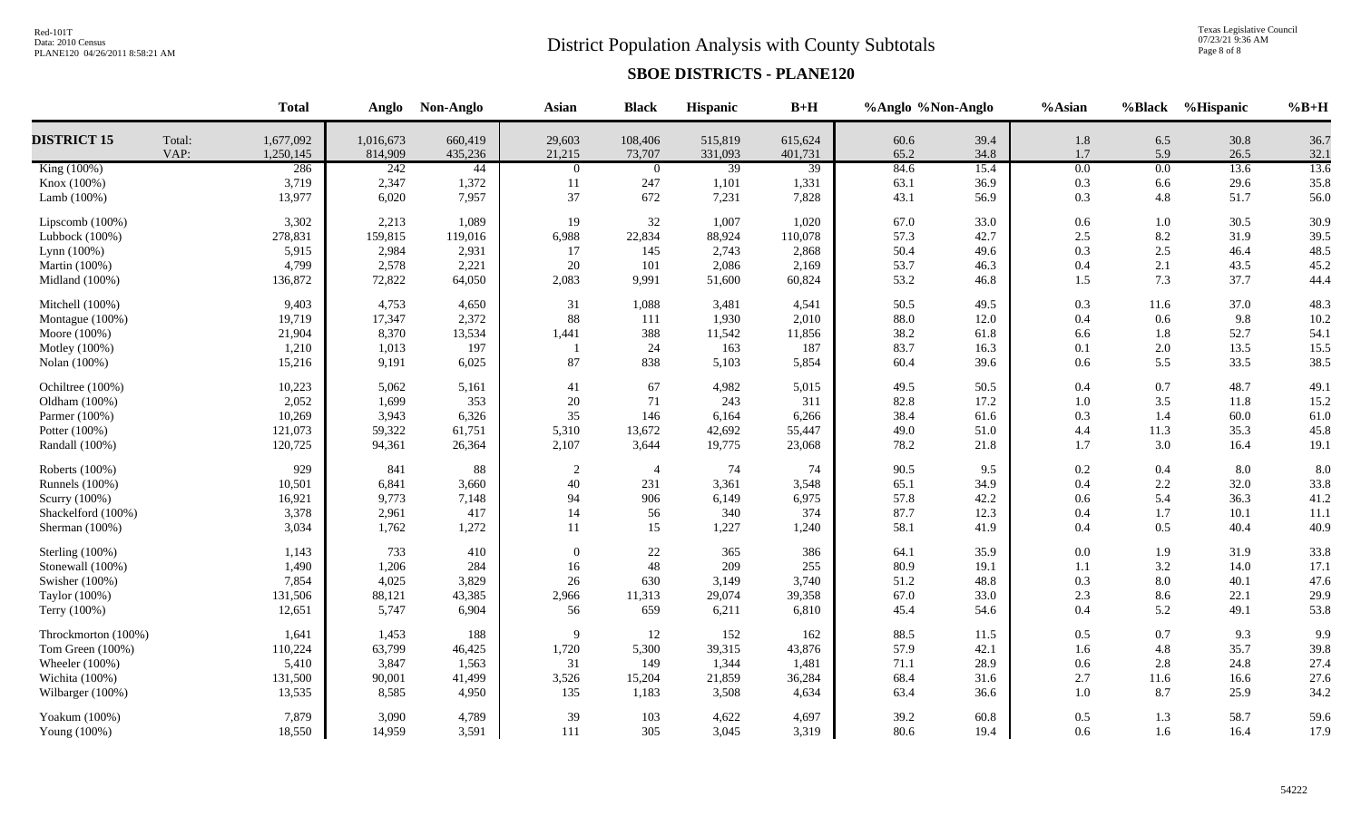# District Population Analysis with County Subtotals

## SBOE DISTRICTS - PLANE120

| | | Total | Anglo | Non-Anglo | Asian | Black | Hispanic | B+H | %Anglo | %Non-Anglo | %Asian | %Black | %Hispanic | %B+H |
|---|---|---|---|---|---|---|---|---|---|---|---|---|---|---|
| **DISTRICT 15** | Total: | 1,677,092 | 1,016,673 | 660,419 | 29,603 | 108,406 | 515,819 | 615,624 | 60.6 | 39.4 | 1.8 | 6.5 | 30.8 | 36.7 |
| | VAP: | 1,250,145 | 814,909 | 435,236 | 21,215 | 73,707 | 331,093 | 401,731 | 65.2 | 34.8 | 1.7 | 5.9 | 26.5 | 32.1 |
| King (100%) | | 286 | 242 | 44 | 0 | 0 | 39 | 39 | 84.6 | 15.4 | 0.0 | 0.0 | 13.6 | 13.6 |
| Knox (100%) | | 3,719 | 2,347 | 1,372 | 11 | 247 | 1,101 | 1,331 | 63.1 | 36.9 | 0.3 | 6.6 | 29.6 | 35.8 |
| Lamb (100%) | | 13,977 | 6,020 | 7,957 | 37 | 672 | 7,231 | 7,828 | 43.1 | 56.9 | 0.3 | 4.8 | 51.7 | 56.0 |
| Lipscomb (100%) | | 3,302 | 2,213 | 1,089 | 19 | 32 | 1,007 | 1,020 | 67.0 | 33.0 | 0.6 | 1.0 | 30.5 | 30.9 |
| Lubbock (100%) | | 278,831 | 159,815 | 119,016 | 6,988 | 22,834 | 88,924 | 110,078 | 57.3 | 42.7 | 2.5 | 8.2 | 31.9 | 39.5 |
| Lynn (100%) | | 5,915 | 2,984 | 2,931 | 17 | 145 | 2,743 | 2,868 | 50.4 | 49.6 | 0.3 | 2.5 | 46.4 | 48.5 |
| Martin (100%) | | 4,799 | 2,578 | 2,221 | 20 | 101 | 2,086 | 2,169 | 53.7 | 46.3 | 0.4 | 2.1 | 43.5 | 45.2 |
| Midland (100%) | | 136,872 | 72,822 | 64,050 | 2,083 | 9,991 | 51,600 | 60,824 | 53.2 | 46.8 | 1.5 | 7.3 | 37.7 | 44.4 |
| Mitchell (100%) | | 9,403 | 4,753 | 4,650 | 31 | 1,088 | 3,481 | 4,541 | 50.5 | 49.5 | 0.3 | 11.6 | 37.0 | 48.3 |
| Montague (100%) | | 19,719 | 17,347 | 2,372 | 88 | 111 | 1,930 | 2,010 | 88.0 | 12.0 | 0.4 | 0.6 | 9.8 | 10.2 |
| Moore (100%) | | 21,904 | 8,370 | 13,534 | 1,441 | 388 | 11,542 | 11,856 | 38.2 | 61.8 | 6.6 | 1.8 | 52.7 | 54.1 |
| Motley (100%) | | 1,210 | 1,013 | 197 | 1 | 24 | 163 | 187 | 83.7 | 16.3 | 0.1 | 2.0 | 13.5 | 15.5 |
| Nolan (100%) | | 15,216 | 9,191 | 6,025 | 87 | 838 | 5,103 | 5,854 | 60.4 | 39.6 | 0.6 | 5.5 | 33.5 | 38.5 |
| Ochiltree (100%) | | 10,223 | 5,062 | 5,161 | 41 | 67 | 4,982 | 5,015 | 49.5 | 50.5 | 0.4 | 0.7 | 48.7 | 49.1 |
| Oldham (100%) | | 2,052 | 1,699 | 353 | 20 | 71 | 243 | 311 | 82.8 | 17.2 | 1.0 | 3.5 | 11.8 | 15.2 |
| Parmer (100%) | | 10,269 | 3,943 | 6,326 | 35 | 146 | 6,164 | 6,266 | 38.4 | 61.6 | 0.3 | 1.4 | 60.0 | 61.0 |
| Potter (100%) | | 121,073 | 59,322 | 61,751 | 5,310 | 13,672 | 42,692 | 55,447 | 49.0 | 51.0 | 4.4 | 11.3 | 35.3 | 45.8 |
| Randall (100%) | | 120,725 | 94,361 | 26,364 | 2,107 | 3,644 | 19,775 | 23,068 | 78.2 | 21.8 | 1.7 | 3.0 | 16.4 | 19.1 |
| Roberts (100%) | | 929 | 841 | 88 | 2 | 4 | 74 | 74 | 90.5 | 9.5 | 0.2 | 0.4 | 8.0 | 8.0 |
| Runnels (100%) | | 10,501 | 6,841 | 3,660 | 40 | 231 | 3,361 | 3,548 | 65.1 | 34.9 | 0.4 | 2.2 | 32.0 | 33.8 |
| Scurry (100%) | | 16,921 | 9,773 | 7,148 | 94 | 906 | 6,149 | 6,975 | 57.8 | 42.2 | 0.6 | 5.4 | 36.3 | 41.2 |
| Shackelford (100%) | | 3,378 | 2,961 | 417 | 14 | 56 | 340 | 374 | 87.7 | 12.3 | 0.4 | 1.7 | 10.1 | 11.1 |
| Sherman (100%) | | 3,034 | 1,762 | 1,272 | 11 | 15 | 1,227 | 1,240 | 58.1 | 41.9 | 0.4 | 0.5 | 40.4 | 40.9 |
| Sterling (100%) | | 1,143 | 733 | 410 | 0 | 22 | 365 | 386 | 64.1 | 35.9 | 0.0 | 1.9 | 31.9 | 33.8 |
| Stonewall (100%) | | 1,490 | 1,206 | 284 | 16 | 48 | 209 | 255 | 80.9 | 19.1 | 1.1 | 3.2 | 14.0 | 17.1 |
| Swisher (100%) | | 7,854 | 4,025 | 3,829 | 26 | 630 | 3,149 | 3,740 | 51.2 | 48.8 | 0.3 | 8.0 | 40.1 | 47.6 |
| Taylor (100%) | | 131,506 | 88,121 | 43,385 | 2,966 | 11,313 | 29,074 | 39,358 | 67.0 | 33.0 | 2.3 | 8.6 | 22.1 | 29.9 |
| Terry (100%) | | 12,651 | 5,747 | 6,904 | 56 | 659 | 6,211 | 6,810 | 45.4 | 54.6 | 0.4 | 5.2 | 49.1 | 53.8 |
| Throckmorton (100%) | | 1,641 | 1,453 | 188 | 9 | 12 | 152 | 162 | 88.5 | 11.5 | 0.5 | 0.7 | 9.3 | 9.9 |
| Tom Green (100%) | | 110,224 | 63,799 | 46,425 | 1,720 | 5,300 | 39,315 | 43,876 | 57.9 | 42.1 | 1.6 | 4.8 | 35.7 | 39.8 |
| Wheeler (100%) | | 5,410 | 3,847 | 1,563 | 31 | 149 | 1,344 | 1,481 | 71.1 | 28.9 | 0.6 | 2.8 | 24.8 | 27.4 |
| Wichita (100%) | | 131,500 | 90,001 | 41,499 | 3,526 | 15,204 | 21,859 | 36,284 | 68.4 | 31.6 | 2.7 | 11.6 | 16.6 | 27.6 |
| Wilbarger (100%) | | 13,535 | 8,585 | 4,950 | 135 | 1,183 | 3,508 | 4,634 | 63.4 | 36.6 | 1.0 | 8.7 | 25.9 | 34.2 |
| Yoakum (100%) | | 7,879 | 3,090 | 4,789 | 39 | 103 | 4,622 | 4,697 | 39.2 | 60.8 | 0.5 | 1.3 | 58.7 | 59.6 |
| Young (100%) | | 18,550 | 14,959 | 3,591 | 111 | 305 | 3,045 | 3,319 | 80.6 | 19.4 | 0.6 | 1.6 | 16.4 | 17.9 |